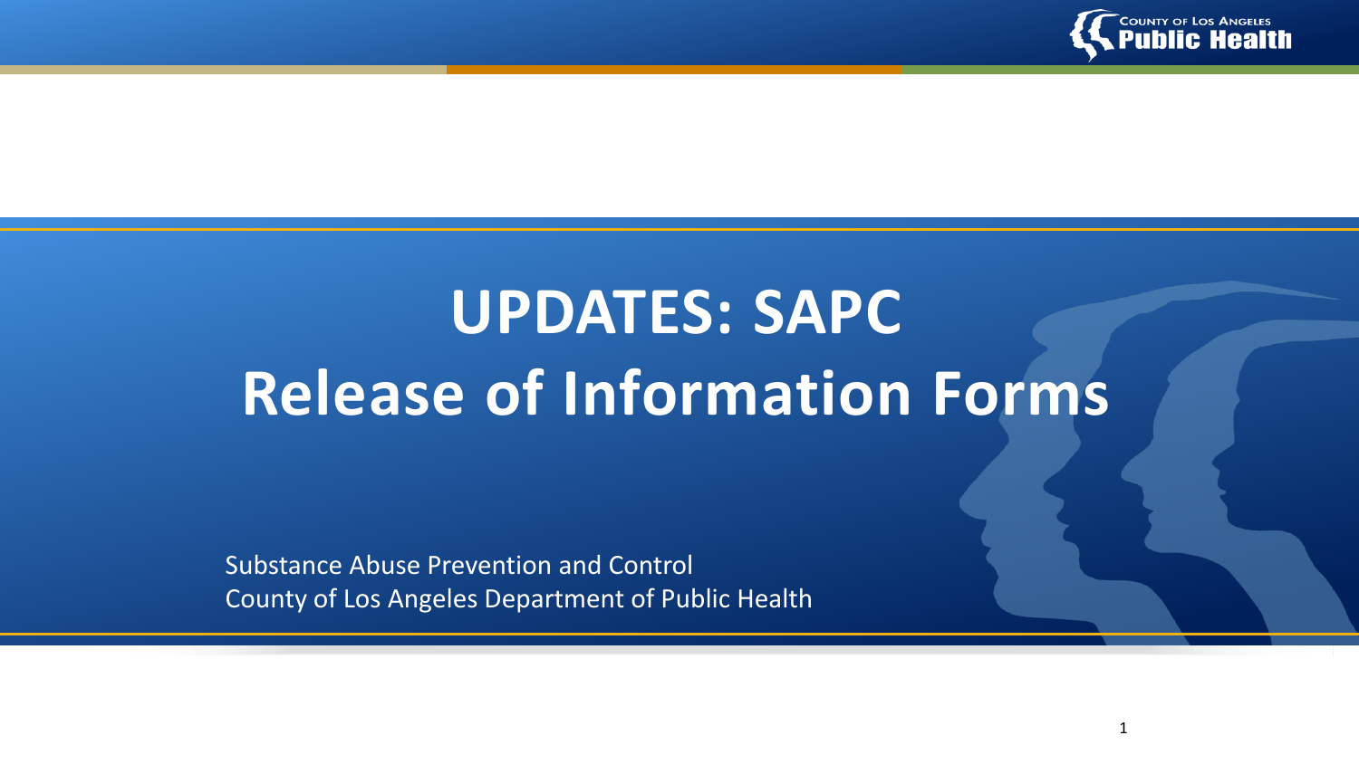# UPDATES: SAPC Release of Information Forms

Substance Abuse Prevention and Control
County of Los Angeles Department of Public Health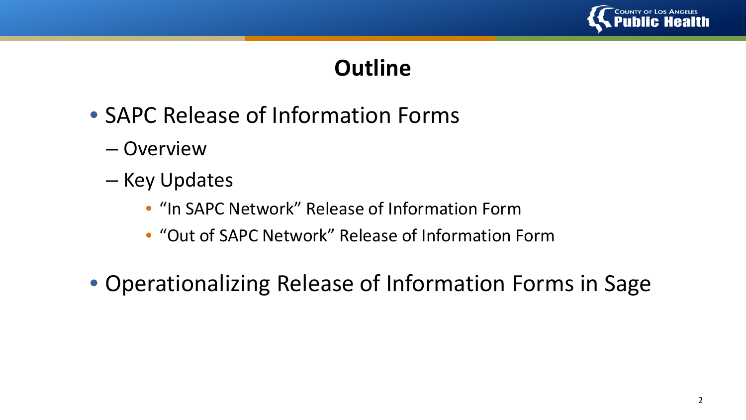# Outline

- SAPC Release of Information Forms
  - Overview
  - Key Updates
    - "In SAPC Network" Release of Information Form
    - "Out of SAPC Network" Release of Information Form
- Operationalizing Release of Information Forms in Sage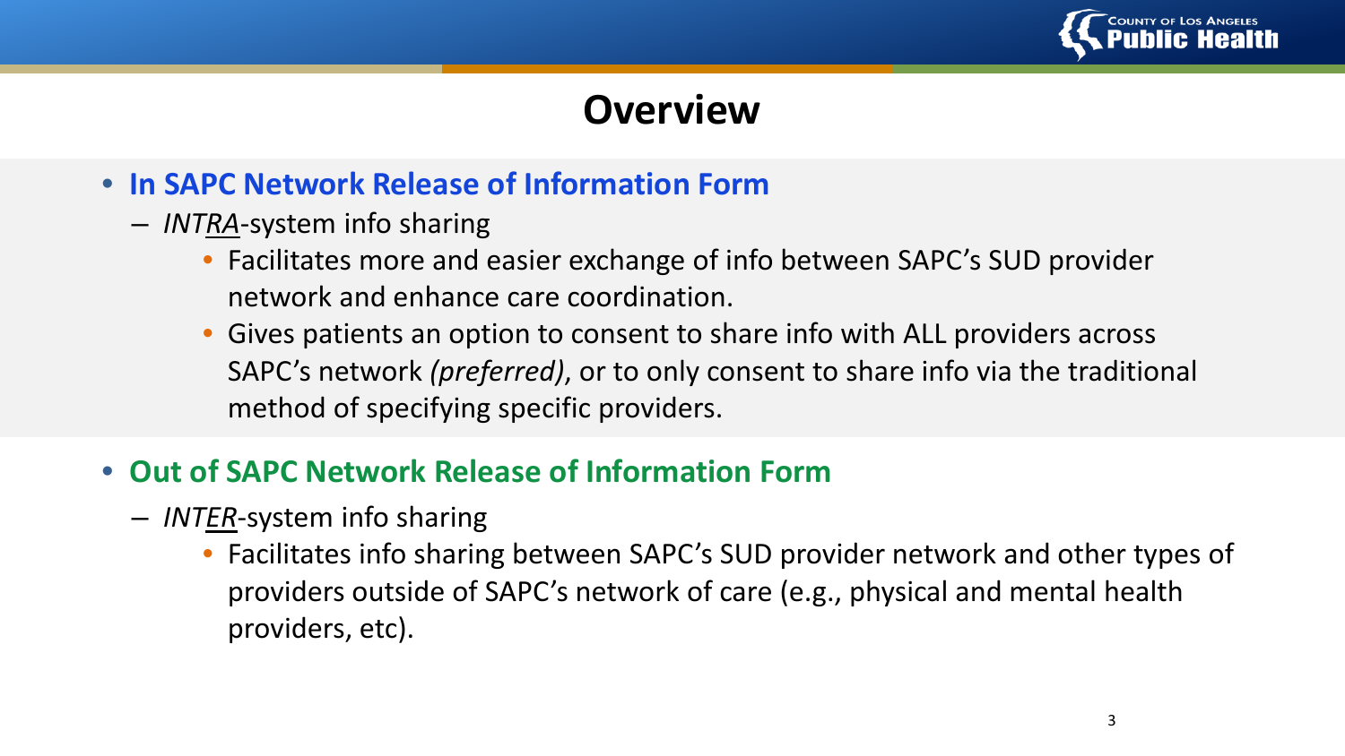# Overview

- **In SAPC Network Release of Information Form**
  - *INTRA*-system info sharing
    - Facilitates more and easier exchange of info between SAPC's SUD provider network and enhance care coordination.
    - Gives patients an option to consent to share info with ALL providers across SAPC's network *(preferred)*, or to only consent to share info via the traditional method of specifying specific providers.
- **Out of SAPC Network Release of Information Form**
  - *INTER*-system info sharing
    - Facilitates info sharing between SAPC's SUD provider network and other types of providers outside of SAPC's network of care (e.g., physical and mental health providers, etc).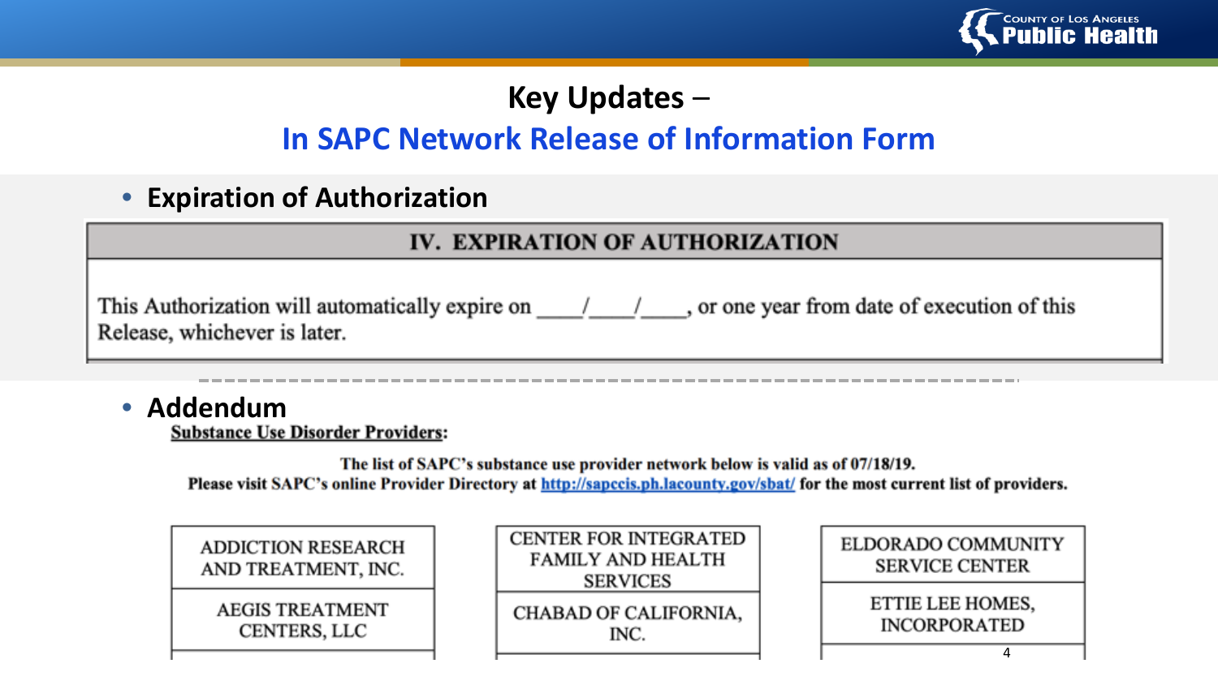# Key Updates –

## In SAPC Network Release of Information Form

- **Expiration of Authorization**

| IV. EXPIRATION OF AUTHORIZATION |
|---|
| This Authorization will automatically expire on \_\_\_\_/\_\_\_\_/\_\_\_\_, or one year from date of execution of this Release, whichever is later. |

- **Addendum**

**Substance Use Disorder Providers:**

**The list of SAPC's substance use provider network below is valid as of 07/18/19.**
**Please visit SAPC's online Provider Directory at http://sapccis.ph.lacounty.gov/sbat/ for the most current list of providers.**

| | | |
|---|---|---|
| ADDICTION RESEARCH AND TREATMENT, INC. | CENTER FOR INTEGRATED FAMILY AND HEALTH SERVICES | ELDORADO COMMUNITY SERVICE CENTER |
| AEGIS TREATMENT CENTERS, LLC | CHABAD OF CALIFORNIA, INC. | ETTIE LEE HOMES, INCORPORATED |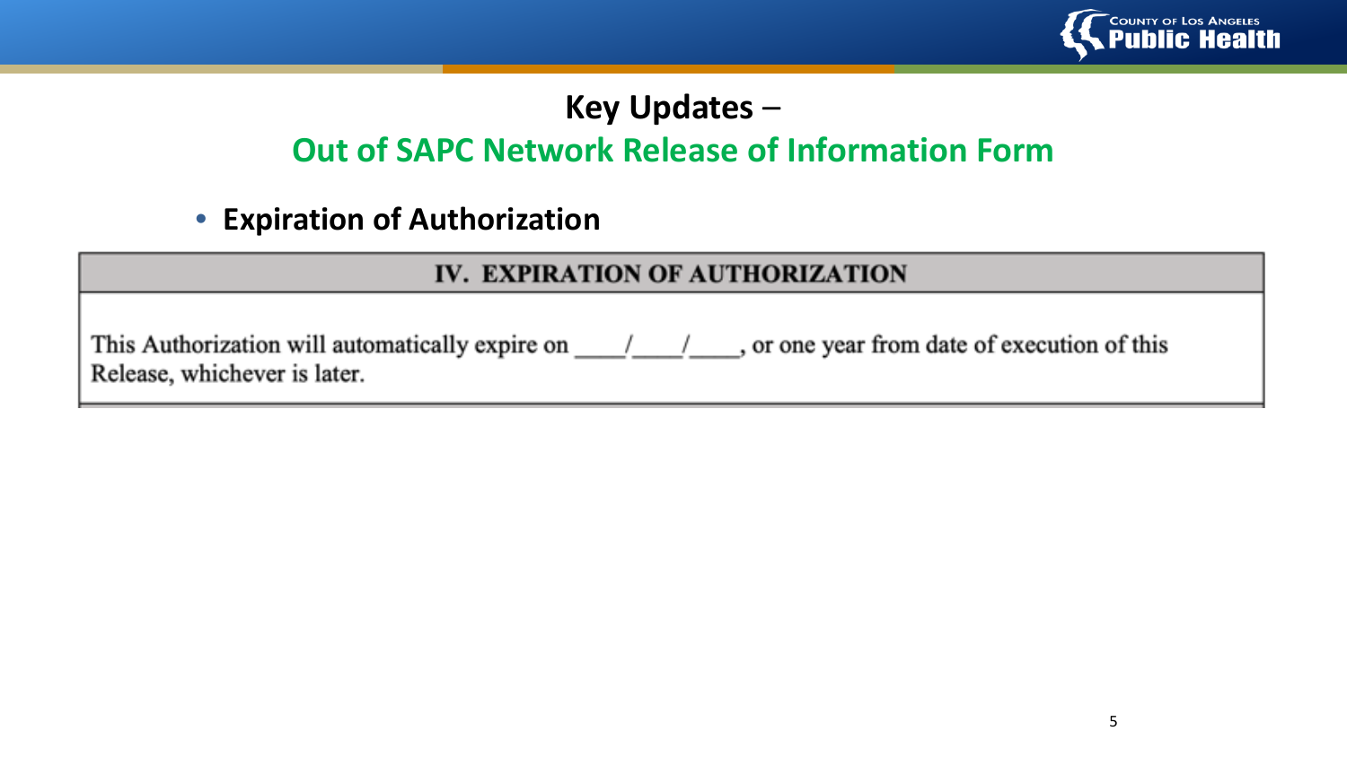# Key Updates – Out of SAPC Network Release of Information Form

- **Expiration of Authorization**

| IV. EXPIRATION OF AUTHORIZATION |
| --- |
| This Authorization will automatically expire on \_\_\_\_/\_\_\_\_/\_\_\_\_, or one year from date of execution of this Release, whichever is later. |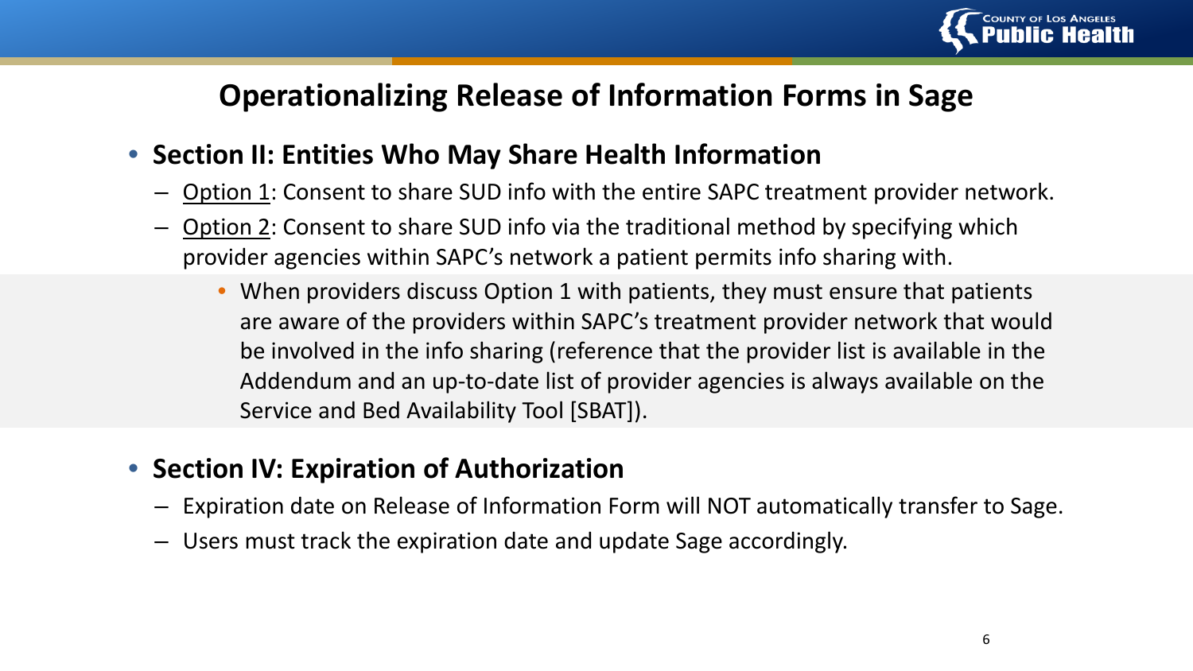# Operationalizing Release of Information Forms in Sage

- **Section II: Entities Who May Share Health Information**
  - Option 1: Consent to share SUD info with the entire SAPC treatment provider network.
  - Option 2: Consent to share SUD info via the traditional method by specifying which provider agencies within SAPC's network a patient permits info sharing with.
    - When providers discuss Option 1 with patients, they must ensure that patients are aware of the providers within SAPC's treatment provider network that would be involved in the info sharing (reference that the provider list is available in the Addendum and an up-to-date list of provider agencies is always available on the Service and Bed Availability Tool [SBAT]).

- **Section IV: Expiration of Authorization**
  - Expiration date on Release of Information Form will NOT automatically transfer to Sage.
  - Users must track the expiration date and update Sage accordingly.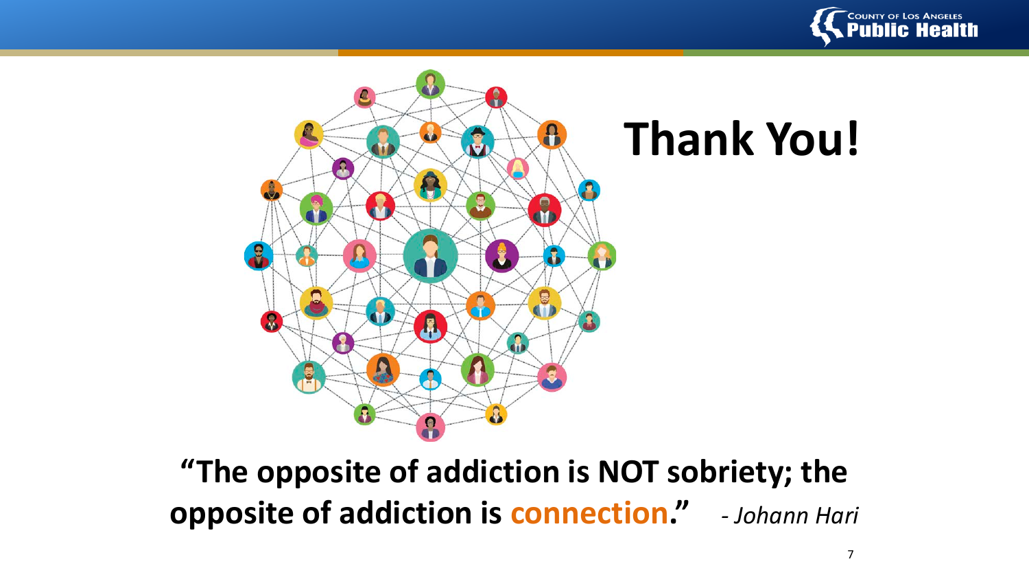# Thank You!

**"The opposite of addiction is NOT sobriety; the opposite of addiction is connection."** *- Johann Hari*